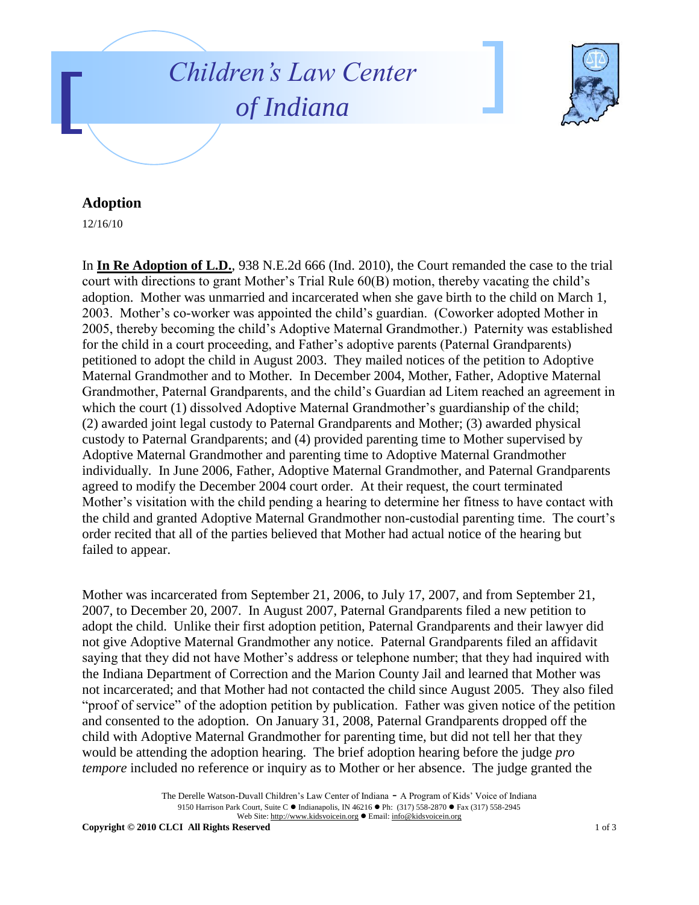# Children's Law Center of Indiana

## Adoption

12/16/10

In **In Re Adoption of L.D.**, 938 N.E.2d 666 (Ind. 2010), the Court remanded the case to the trial court with directions to grant Mother's Trial Rule 60(B) motion, thereby vacating the child's adoption. Mother was unmarried and incarcerated when she gave birth to the child on March 1, 2003. Mother's co-worker was appointed the child's guardian. (Coworker adopted Mother in 2005, thereby becoming the child's Adoptive Maternal Grandmother.) Paternity was established for the child in a court proceeding, and Father's adoptive parents (Paternal Grandparents) petitioned to adopt the child in August 2003. They mailed notices of the petition to Adoptive Maternal Grandmother and to Mother. In December 2004, Mother, Father, Adoptive Maternal Grandmother, Paternal Grandparents, and the child's Guardian ad Litem reached an agreement in which the court (1) dissolved Adoptive Maternal Grandmother's guardianship of the child; (2) awarded joint legal custody to Paternal Grandparents and Mother; (3) awarded physical custody to Paternal Grandparents; and (4) provided parenting time to Mother supervised by Adoptive Maternal Grandmother and parenting time to Adoptive Maternal Grandmother individually. In June 2006, Father, Adoptive Maternal Grandmother, and Paternal Grandparents agreed to modify the December 2004 court order. At their request, the court terminated Mother's visitation with the child pending a hearing to determine her fitness to have contact with the child and granted Adoptive Maternal Grandmother non-custodial parenting time. The court's order recited that all of the parties believed that Mother had actual notice of the hearing but failed to appear.

Mother was incarcerated from September 21, 2006, to July 17, 2007, and from September 21, 2007, to December 20, 2007. In August 2007, Paternal Grandparents filed a new petition to adopt the child. Unlike their first adoption petition, Paternal Grandparents and their lawyer did not give Adoptive Maternal Grandmother any notice. Paternal Grandparents filed an affidavit saying that they did not have Mother's address or telephone number; that they had inquired with the Indiana Department of Correction and the Marion County Jail and learned that Mother was not incarcerated; and that Mother had not contacted the child since August 2005. They also filed "proof of service" of the adoption petition by publication. Father was given notice of the petition and consented to the adoption. On January 31, 2008, Paternal Grandparents dropped off the child with Adoptive Maternal Grandmother for parenting time, but did not tell her that they would be attending the adoption hearing. The brief adoption hearing before the judge *pro tempore* included no reference or inquiry as to Mother or her absence. The judge granted the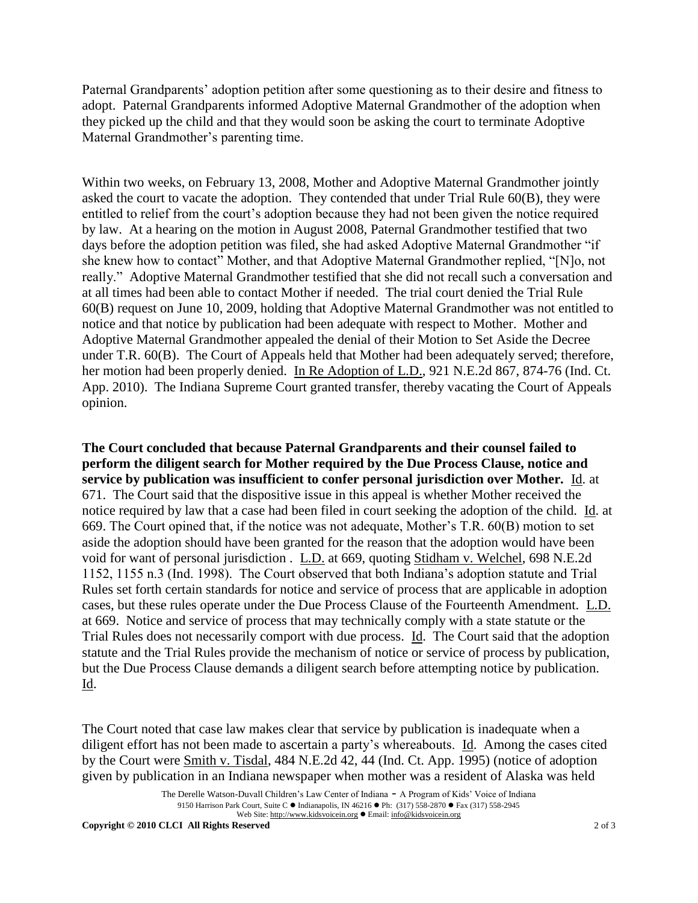Paternal Grandparents' adoption petition after some questioning as to their desire and fitness to adopt. Paternal Grandparents informed Adoptive Maternal Grandmother of the adoption when they picked up the child and that they would soon be asking the court to terminate Adoptive Maternal Grandmother's parenting time.

Within two weeks, on February 13, 2008, Mother and Adoptive Maternal Grandmother jointly asked the court to vacate the adoption. They contended that under Trial Rule 60(B), they were entitled to relief from the court's adoption because they had not been given the notice required by law. At a hearing on the motion in August 2008, Paternal Grandmother testified that two days before the adoption petition was filed, she had asked Adoptive Maternal Grandmother "if she knew how to contact" Mother, and that Adoptive Maternal Grandmother replied, "[N]o, not really." Adoptive Maternal Grandmother testified that she did not recall such a conversation and at all times had been able to contact Mother if needed. The trial court denied the Trial Rule 60(B) request on June 10, 2009, holding that Adoptive Maternal Grandmother was not entitled to notice and that notice by publication had been adequate with respect to Mother. Mother and Adoptive Maternal Grandmother appealed the denial of their Motion to Set Aside the Decree under T.R. 60(B). The Court of Appeals held that Mother had been adequately served; therefore, her motion had been properly denied. In Re Adoption of L.D., 921 N.E.2d 867, 874-76 (Ind. Ct. App. 2010). The Indiana Supreme Court granted transfer, thereby vacating the Court of Appeals opinion.

**The Court concluded that because Paternal Grandparents and their counsel failed to perform the diligent search for Mother required by the Due Process Clause, notice and service by publication was insufficient to confer personal jurisdiction over Mother.** Id. at 671. The Court said that the dispositive issue in this appeal is whether Mother received the notice required by law that a case had been filed in court seeking the adoption of the child. Id. at 669. The Court opined that, if the notice was not adequate, Mother's T.R. 60(B) motion to set aside the adoption should have been granted for the reason that the adoption would have been void for want of personal jurisdiction . L.D. at 669, quoting Stidham v. Welchel, 698 N.E.2d 1152, 1155 n.3 (Ind. 1998). The Court observed that both Indiana's adoption statute and Trial Rules set forth certain standards for notice and service of process that are applicable in adoption cases, but these rules operate under the Due Process Clause of the Fourteenth Amendment. L.D. at 669. Notice and service of process that may technically comply with a state statute or the Trial Rules does not necessarily comport with due process. Id. The Court said that the adoption statute and the Trial Rules provide the mechanism of notice or service of process by publication, but the Due Process Clause demands a diligent search before attempting notice by publication. Id.

The Court noted that case law makes clear that service by publication is inadequate when a diligent effort has not been made to ascertain a party's whereabouts. Id. Among the cases cited by the Court were Smith v. Tisdal, 484 N.E.2d 42, 44 (Ind. Ct. App. 1995) (notice of adoption given by publication in an Indiana newspaper when mother was a resident of Alaska was held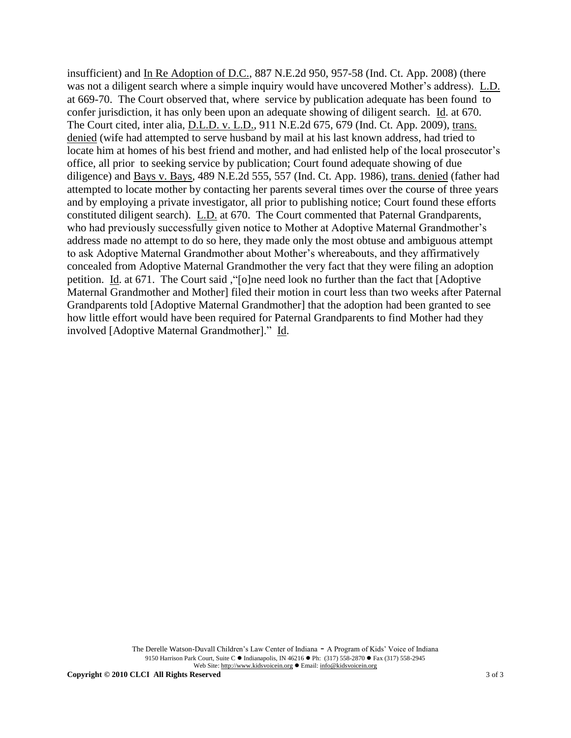insufficient) and In Re Adoption of D.C., 887 N.E.2d 950, 957-58 (Ind. Ct. App. 2008) (there was not a diligent search where a simple inquiry would have uncovered Mother's address). L.D. at 669-70. The Court observed that, where service by publication adequate has been found to confer jurisdiction, it has only been upon an adequate showing of diligent search. Id. at 670. The Court cited, inter alia, D.L.D. v. L.D., 911 N.E.2d 675, 679 (Ind. Ct. App. 2009), trans. denied (wife had attempted to serve husband by mail at his last known address, had tried to locate him at homes of his best friend and mother, and had enlisted help of the local prosecutor's office, all prior to seeking service by publication; Court found adequate showing of due diligence) and Bays v. Bays, 489 N.E.2d 555, 557 (Ind. Ct. App. 1986), trans. denied (father had attempted to locate mother by contacting her parents several times over the course of three years and by employing a private investigator, all prior to publishing notice; Court found these efforts constituted diligent search). L.D. at 670. The Court commented that Paternal Grandparents, who had previously successfully given notice to Mother at Adoptive Maternal Grandmother's address made no attempt to do so here, they made only the most obtuse and ambiguous attempt to ask Adoptive Maternal Grandmother about Mother's whereabouts, and they affirmatively concealed from Adoptive Maternal Grandmother the very fact that they were filing an adoption petition. Id. at 671. The Court said ,"[o]ne need look no further than the fact that [Adoptive Maternal Grandmother and Mother] filed their motion in court less than two weeks after Paternal Grandparents told [Adoptive Maternal Grandmother] that the adoption had been granted to see how little effort would have been required for Paternal Grandparents to find Mother had they involved [Adoptive Maternal Grandmother]." Id.